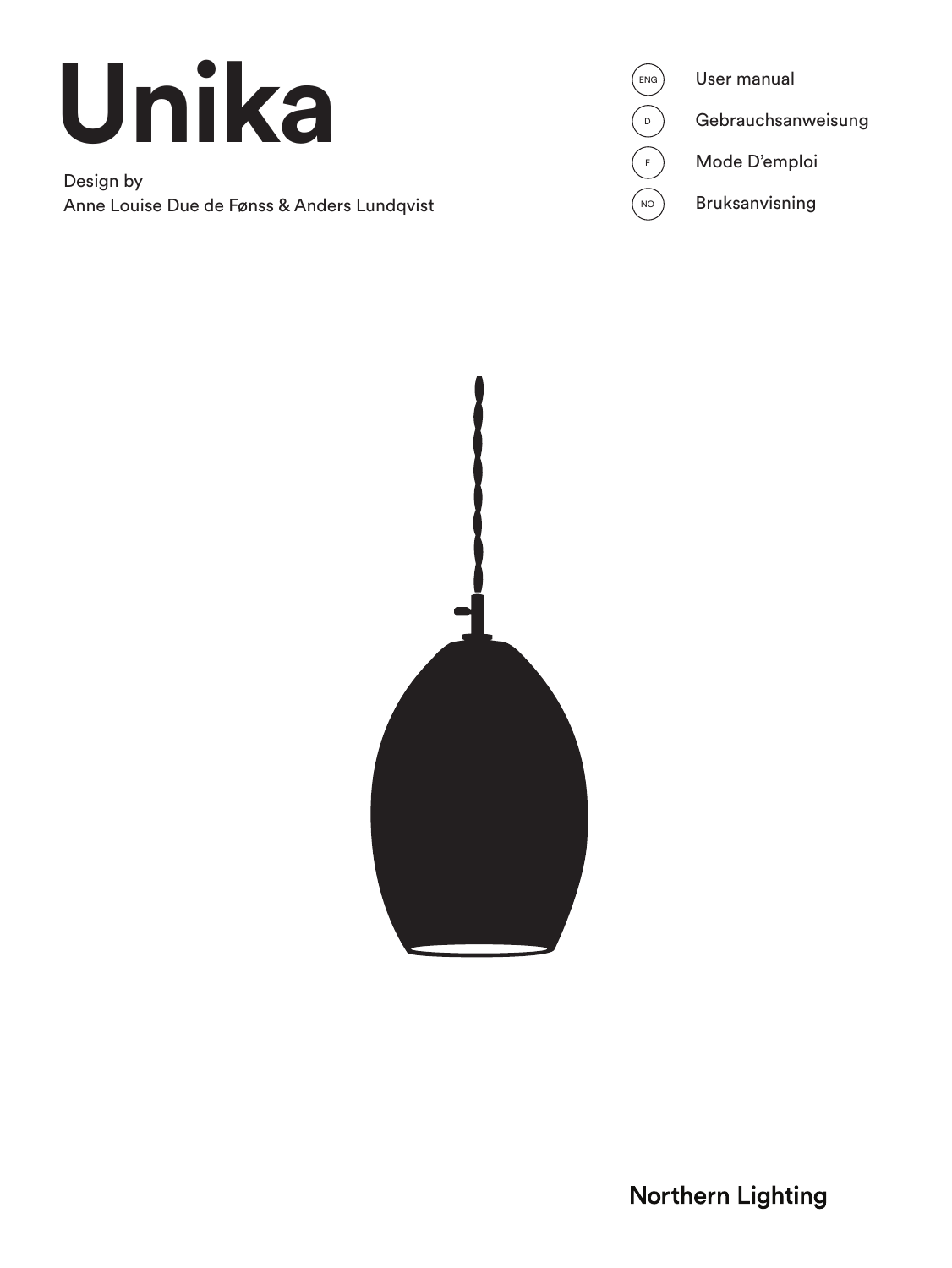# Unika

Design by
Anne Louise Due de Fønss & Anders Lundqvist

ENG User manual

D Gebrauchsanweisung

F Mode D'emploi

NO Bruksanvisning

Northern Lighting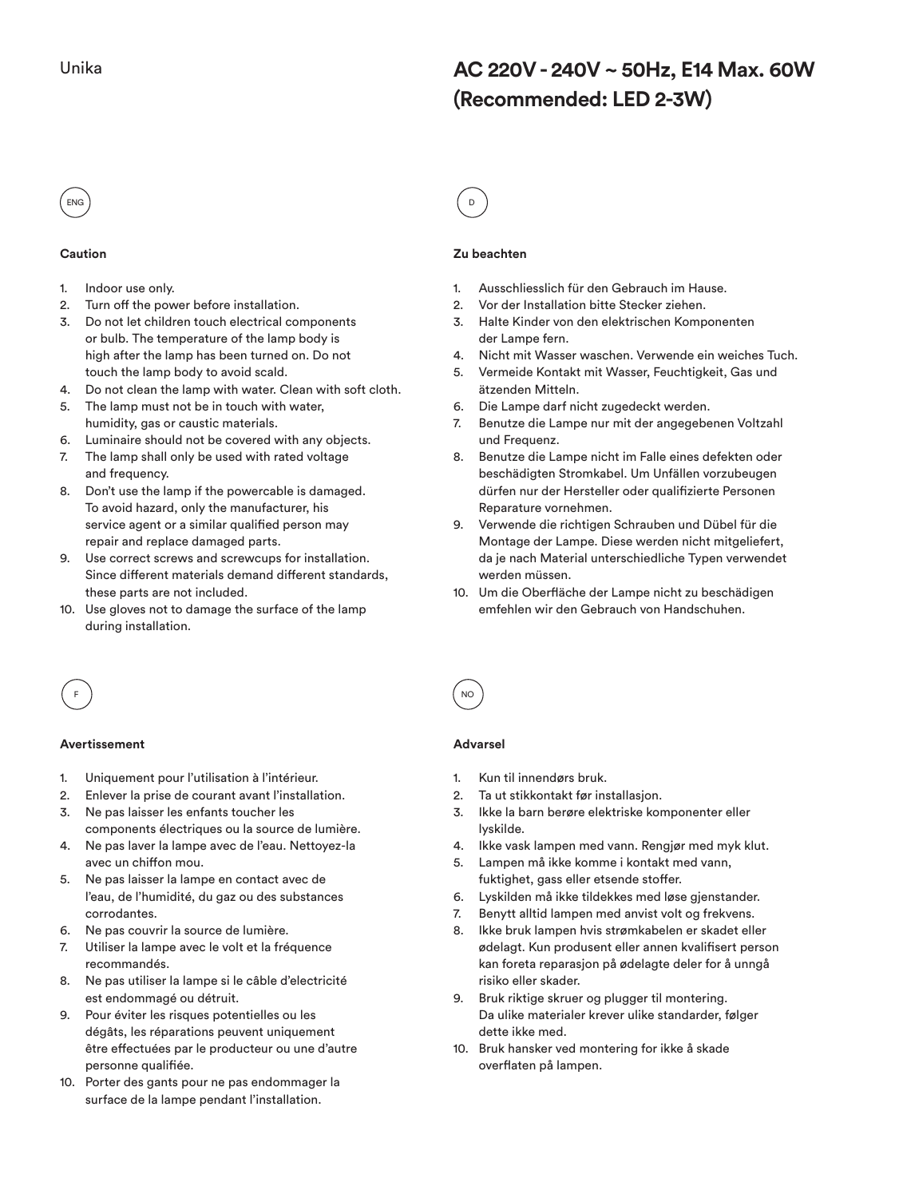Unika

**AC 220V - 240V ~ 50Hz, E14 Max. 60W (Recommended: LED 2-3W)**

ENG

**Caution**

1. Indoor use only.
2. Turn off the power before installation.
3. Do not let children touch electrical components or bulb. The temperature of the lamp body is high after the lamp has been turned on. Do not touch the lamp body to avoid scald.
4. Do not clean the lamp with water. Clean with soft cloth.
5. The lamp must not be in touch with water, humidity, gas or caustic materials.
6. Luminaire should not be covered with any objects.
7. The lamp shall only be used with rated voltage and frequency.
8. Don't use the lamp if the powercable is damaged. To avoid hazard, only the manufacturer, his service agent or a similar qualified person may repair and replace damaged parts.
9. Use correct screws and screwcups for installation. Since different materials demand different standards, these parts are not included.
10. Use gloves not to damage the surface of the lamp during installation.

D

**Zu beachten**

1. Ausschliesslich für den Gebrauch im Hause.
2. Vor der Installation bitte Stecker ziehen.
3. Halte Kinder von den elektrischen Komponenten der Lampe fern.
4. Nicht mit Wasser waschen. Verwende ein weiches Tuch.
5. Vermeide Kontakt mit Wasser, Feuchtigkeit, Gas und ätzenden Mitteln.
6. Die Lampe darf nicht zugedeckt werden.
7. Benutze die Lampe nur mit der angegebenen Voltzahl und Frequenz.
8. Benutze die Lampe nicht im Falle eines defekten oder beschädigten Stromkabel. Um Unfällen vorzubeugen dürfen nur der Hersteller oder qualifizierte Personen Reparature vornehmen.
9. Verwende die richtigen Schrauben und Dübel für die Montage der Lampe. Diese werden nicht mitgeliefert, da je nach Material unterschiedliche Typen verwendet werden müssen.
10. Um die Oberfläche der Lampe nicht zu beschädigen emfehlen wir den Gebrauch von Handschuhen.

F

**Avertissement**

1. Uniquement pour l'utilisation à l'intérieur.
2. Enlever la prise de courant avant l'installation.
3. Ne pas laisser les enfants toucher les components électriques ou la source de lumière.
4. Ne pas laver la lampe avec de l'eau. Nettoyez-la avec un chiffon mou.
5. Ne pas laisser la lampe en contact avec de l'eau, de l'humidité, du gaz ou des substances corrodantes.
6. Ne pas couvrir la source de lumière.
7. Utiliser la lampe avec le volt et la fréquence recommandés.
8. Ne pas utiliser la lampe si le câble d'electricité est endommagé ou détruit.
9. Pour éviter les risques potentielles ou les dégâts, les réparations peuvent uniquement être effectuées par le producteur ou une d'autre personne qualifiée.
10. Porter des gants pour ne pas endommager la surface de la lampe pendant l'installation.

NO

**Advarsel**

1. Kun til innendørs bruk.
2. Ta ut stikkontakt før installasjon.
3. Ikke la barn berøre elektriske komponenter eller lyskilde.
4. Ikke vask lampen med vann. Rengjør med myk klut.
5. Lampen må ikke komme i kontakt med vann, fuktighet, gass eller etsende stoffer.
6. Lyskilden må ikke tildekkes med løse gjenstander.
7. Benytt alltid lampen med anvist volt og frekvens.
8. Ikke bruk lampen hvis strømkabelen er skadet eller ødelagt. Kun produsent eller annen kvalifisert person kan foreta reparasjon på ødelagte deler for å unngå risiko eller skader.
9. Bruk riktige skruer og plugger til montering. Da ulike materialer krever ulike standarder, følger dette ikke med.
10. Bruk hansker ved montering for ikke å skade overflaten på lampen.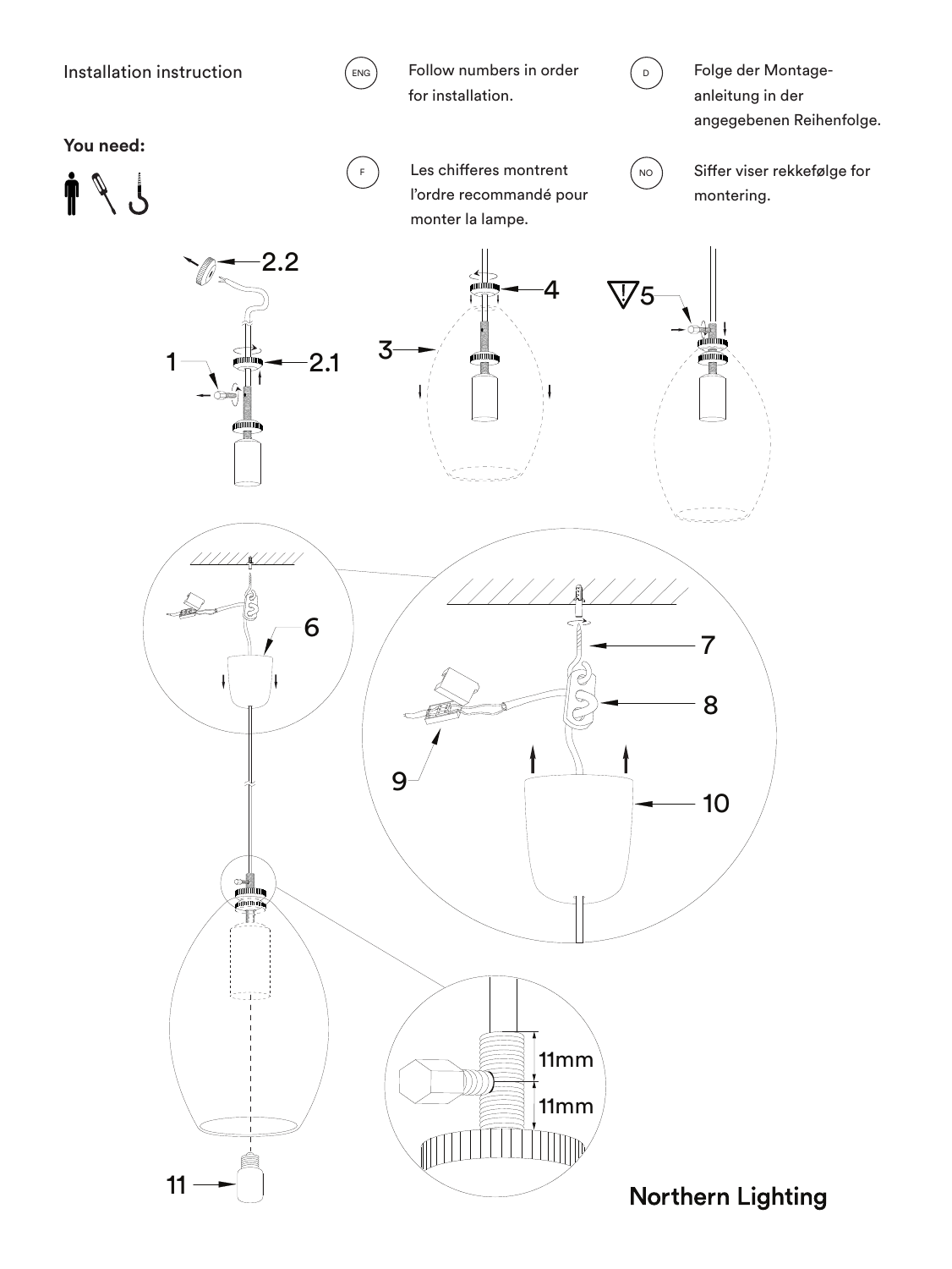Installation instruction

**You need:**

ENG — Follow numbers in order for installation.

D — Folge der Montage-anleitung in der angegebenen Reihenfolge.

F — Les chifferes montrent l'ordre recommandé pour monter la lampe.

NO — Siffer viser rekkefølge for montering.

2.2

1

2.1

3

4

5

6

7

8

9

10

11mm

11mm

11

Northern Lighting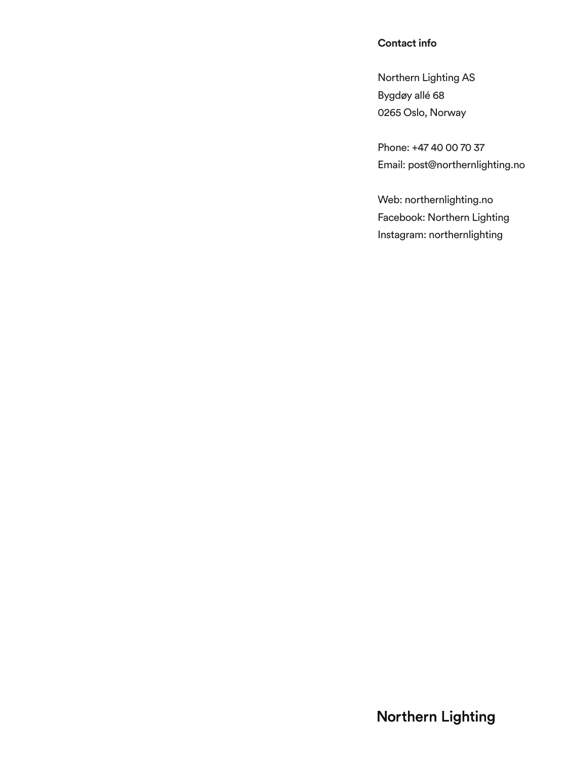**Contact info**

Northern Lighting AS
Bygdøy allé 68
0265 Oslo, Norway

Phone: +47 40 00 70 37
Email: post@northernlighting.no

Web: northernlighting.no
Facebook: Northern Lighting
Instagram: northernlighting

Northern Lighting